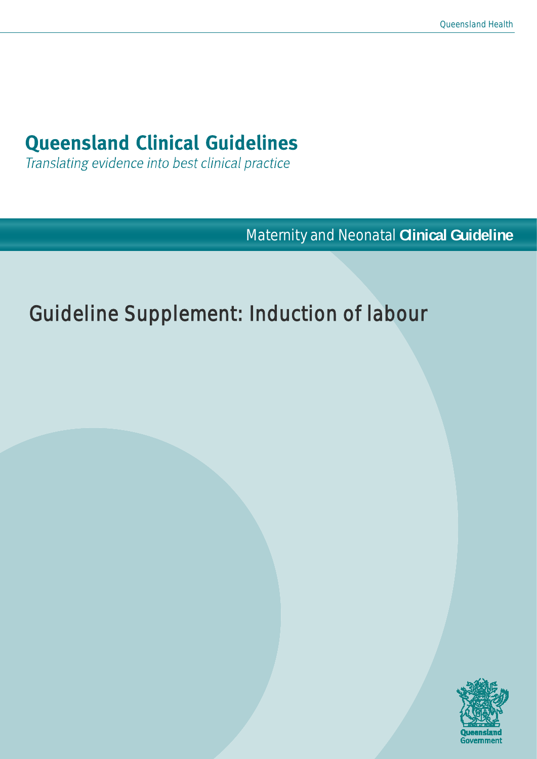# Queensland Clinical Guidelines

*Translating evidence into best clinical practice*

Maternity and Neonatal **Clinical Guideline**

## Guideline Supplement: Induction of labour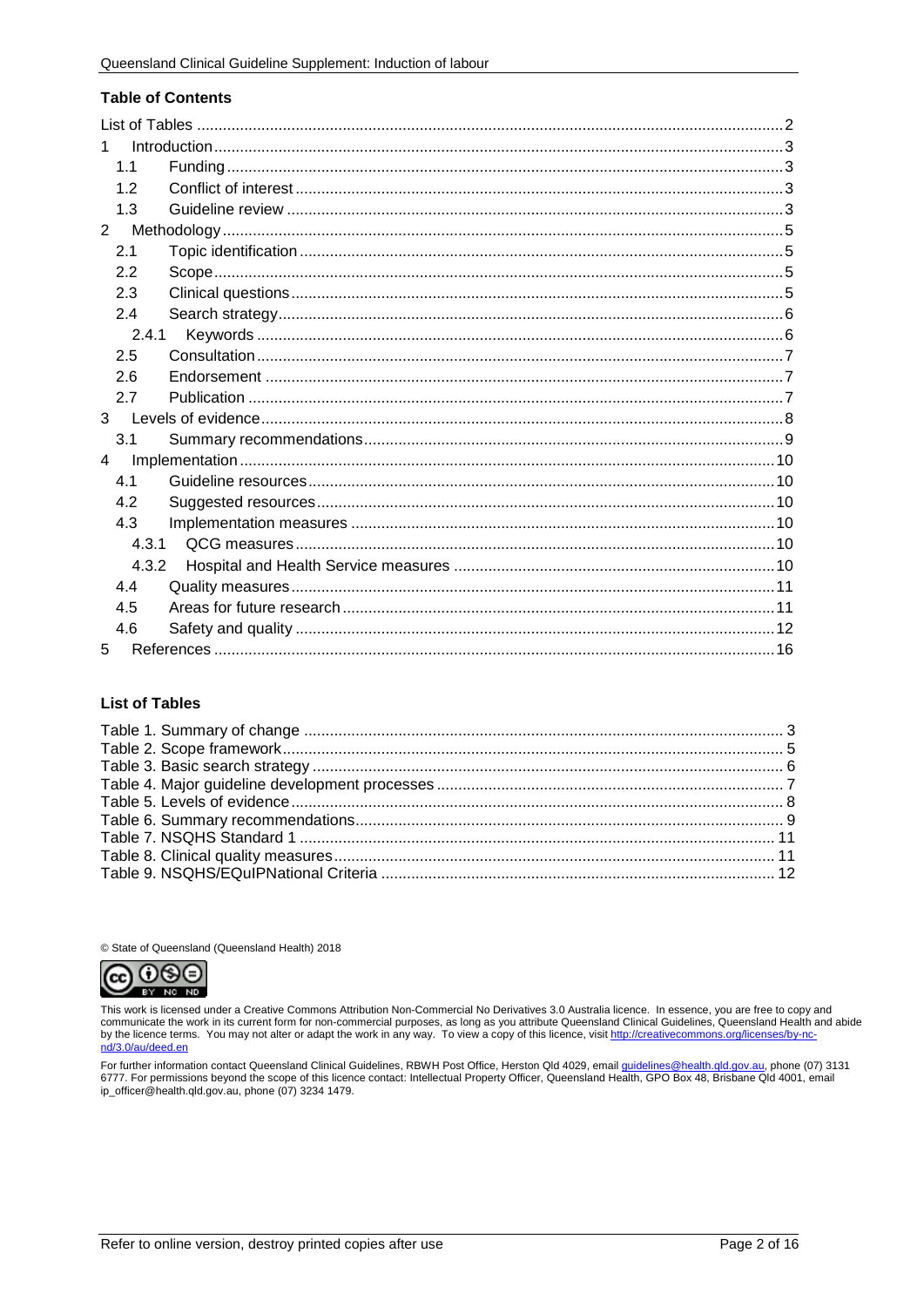## Table of Contents

| | |
|---|---|
| List of Tables | 2 |
| 1 Introduction | 3 |
| 1.1 Funding | 3 |
| 1.2 Conflict of interest | 3 |
| 1.3 Guideline review | 3 |
| 2 Methodology | 5 |
| 2.1 Topic identification | 5 |
| 2.2 Scope | 5 |
| 2.3 Clinical questions | 5 |
| 2.4 Search strategy | 6 |
| 2.4.1 Keywords | 6 |
| 2.5 Consultation | 7 |
| 2.6 Endorsement | 7 |
| 2.7 Publication | 7 |
| 3 Levels of evidence | 8 |
| 3.1 Summary recommendations | 9 |
| 4 Implementation | 10 |
| 4.1 Guideline resources | 10 |
| 4.2 Suggested resources | 10 |
| 4.3 Implementation measures | 10 |
| 4.3.1 QCG measures | 10 |
| 4.3.2 Hospital and Health Service measures | 10 |
| 4.4 Quality measures | 11 |
| 4.5 Areas for future research | 11 |
| 4.6 Safety and quality | 12 |
| 5 References | 16 |

## List of Tables

| | |
|---|---|
| Table 1. Summary of change | 3 |
| Table 2. Scope framework | 5 |
| Table 3. Basic search strategy | 6 |
| Table 4. Major guideline development processes | 7 |
| Table 5. Levels of evidence | 8 |
| Table 6. Summary recommendations | 9 |
| Table 7. NSQHS Standard 1 | 11 |
| Table 8. Clinical quality measures | 11 |
| Table 9. NSQHS/EQuIPNational Criteria | 12 |

© State of Queensland (Queensland Health) 2018

This work is licensed under a Creative Commons Attribution Non-Commercial No Derivatives 3.0 Australia licence. In essence, you are free to copy and communicate the work in its current form for non-commercial purposes, as long as you attribute Queensland Clinical Guidelines, Queensland Health and abide by the licence terms. You may not alter or adapt the work in any way. To view a copy of this licence, visit http://creativecommons.org/licenses/by-nc-nd/3.0/au/deed.en

For further information contact Queensland Clinical Guidelines, RBWH Post Office, Herston Qld 4029, email guidelines@health.qld.gov.au, phone (07) 3131 6777. For permissions beyond the scope of this licence contact: Intellectual Property Officer, Queensland Health, GPO Box 48, Brisbane Qld 4001, email ip_officer@health.qld.gov.au, phone (07) 3234 1479.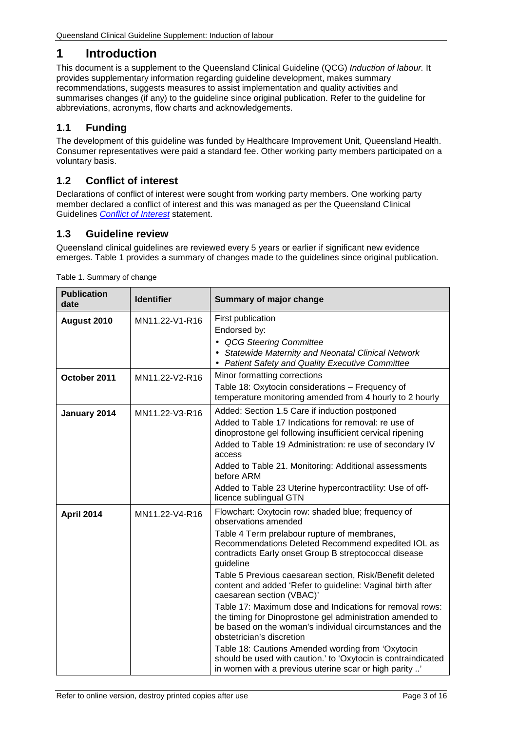# 1 Introduction

This document is a supplement to the Queensland Clinical Guideline (QCG) *Induction of labour.* It provides supplementary information regarding guideline development, makes summary recommendations, suggests measures to assist implementation and quality activities and summarises changes (if any) to the guideline since original publication. Refer to the guideline for abbreviations, acronyms, flow charts and acknowledgements.

## 1.1 Funding

The development of this guideline was funded by Healthcare Improvement Unit, Queensland Health. Consumer representatives were paid a standard fee. Other working party members participated on a voluntary basis.

## 1.2 Conflict of interest

Declarations of conflict of interest were sought from working party members. One working party member declared a conflict of interest and this was managed as per the Queensland Clinical Guidelines *Conflict of Interest* statement.

## 1.3 Guideline review

Queensland clinical guidelines are reviewed every 5 years or earlier if significant new evidence emerges. Table 1 provides a summary of changes made to the guidelines since original publication.

Table 1. Summary of change

| Publication date | Identifier | Summary of major change |
|---|---|---|
| **August 2010** | MN11.22-V1-R16 | First publication<br>Endorsed by:<br>• *QCG Steering Committee*<br>• *Statewide Maternity and Neonatal Clinical Network*<br>• *Patient Safety and Quality Executive Committee* |
| **October 2011** | MN11.22-V2-R16 | Minor formatting corrections<br>Table 18: Oxytocin considerations – Frequency of temperature monitoring amended from 4 hourly to 2 hourly |
| **January 2014** | MN11.22-V3-R16 | Added: Section 1.5 Care if induction postponed<br>Added to Table 17 Indications for removal: re use of dinoprostone gel following insufficient cervical ripening<br>Added to Table 19 Administration: re use of secondary IV access<br>Added to Table 21. Monitoring: Additional assessments before ARM<br>Added to Table 23 Uterine hypercontractility: Use of off-licence sublingual GTN |
| **April 2014** | MN11.22-V4-R16 | Flowchart: Oxytocin row: shaded blue; frequency of observations amended<br>Table 4 Term prelabour rupture of membranes, Recommendations Deleted Recommend expedited IOL as contradicts Early onset Group B streptococcal disease guideline<br>Table 5 Previous caesarean section, Risk/Benefit deleted content and added 'Refer to guideline: Vaginal birth after caesarean section (VBAC)'<br>Table 17: Maximum dose and Indications for removal rows: the timing for Dinoprostone gel administration amended to be based on the woman's individual circumstances and the obstetrician's discretion<br>Table 18: Cautions Amended wording from 'Oxytocin should be used with caution.' to 'Oxytocin is contraindicated in women with a previous uterine scar or high parity ..' |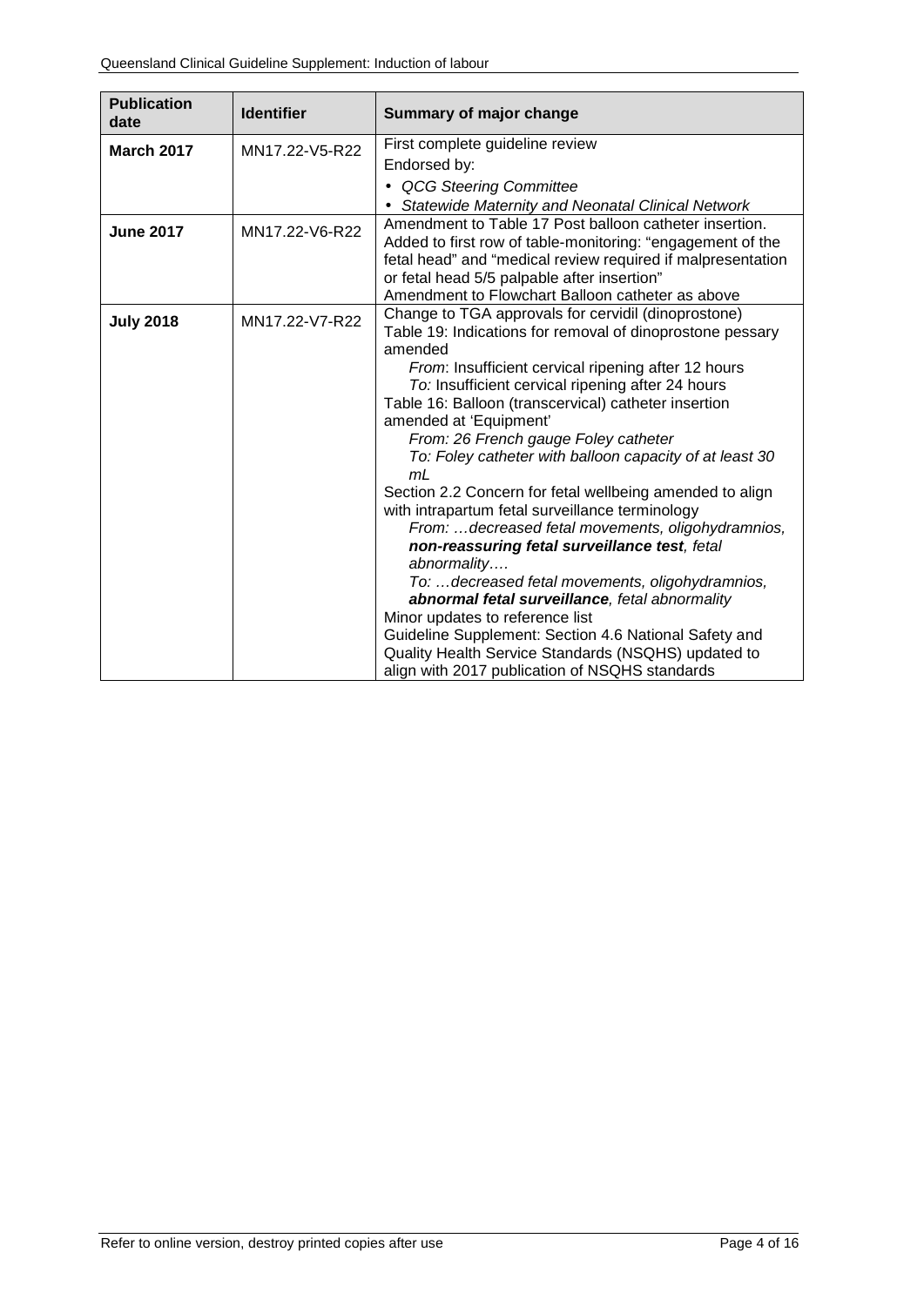| Publication date | Identifier | Summary of major change |
| --- | --- | --- |
| **March 2017** | MN17.22-V5-R22 | First complete guideline review<br>Endorsed by:<br>• *QCG Steering Committee*<br>• *Statewide Maternity and Neonatal Clinical Network* |
| **June 2017** | MN17.22-V6-R22 | Amendment to Table 17 Post balloon catheter insertion. Added to first row of table-monitoring: "engagement of the fetal head" and "medical review required if malpresentation or fetal head 5/5 palpable after insertion"<br>Amendment to Flowchart Balloon catheter as above |
| **July 2018** | MN17.22-V7-R22 | Change to TGA approvals for cervidil (dinoprostone)<br>Table 19: Indications for removal of dinoprostone pessary amended<br>*From*: Insufficient cervical ripening after 12 hours<br>*To:* Insufficient cervical ripening after 24 hours<br>Table 16: Balloon (transcervical) catheter insertion amended at 'Equipment'<br>*From: 26 French gauge Foley catheter*<br>*To: Foley catheter with balloon capacity of at least 30 mL*<br>Section 2.2 Concern for fetal wellbeing amended to align with intrapartum fetal surveillance terminology<br>*From: …decreased fetal movements, oligohydramnios,* ***non-reassuring fetal surveillance test****, fetal abnormality….*<br>*To: …decreased fetal movements, oligohydramnios,* ***abnormal fetal surveillance****, fetal abnormality*<br>Minor updates to reference list<br>Guideline Supplement: Section 4.6 National Safety and Quality Health Service Standards (NSQHS) updated to align with 2017 publication of NSQHS standards |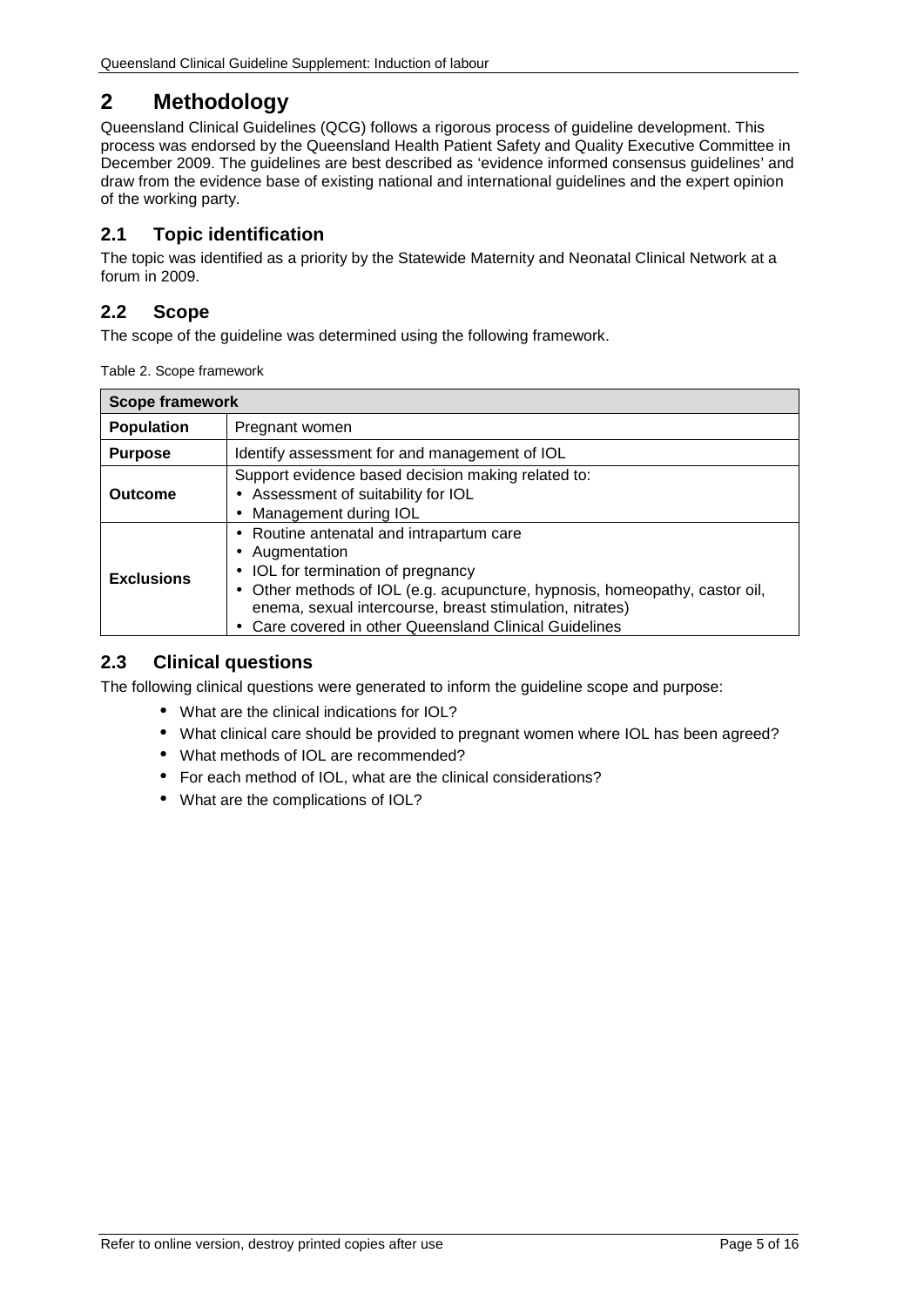# 2 Methodology

Queensland Clinical Guidelines (QCG) follows a rigorous process of guideline development. This process was endorsed by the Queensland Health Patient Safety and Quality Executive Committee in December 2009. The guidelines are best described as 'evidence informed consensus guidelines' and draw from the evidence base of existing national and international guidelines and the expert opinion of the working party.

## 2.1 Topic identification

The topic was identified as a priority by the Statewide Maternity and Neonatal Clinical Network at a forum in 2009.

## 2.2 Scope

The scope of the guideline was determined using the following framework.

Table 2. Scope framework

| Scope framework | |
|---|---|
| **Population** | Pregnant women |
| **Purpose** | Identify assessment for and management of IOL |
| **Outcome** | Support evidence based decision making related to:<br>• Assessment of suitability for IOL<br>• Management during IOL |
| **Exclusions** | • Routine antenatal and intrapartum care<br>• Augmentation<br>• IOL for termination of pregnancy<br>• Other methods of IOL (e.g. acupuncture, hypnosis, homeopathy, castor oil, enema, sexual intercourse, breast stimulation, nitrates)<br>• Care covered in other Queensland Clinical Guidelines |

## 2.3 Clinical questions

The following clinical questions were generated to inform the guideline scope and purpose:

- What are the clinical indications for IOL?
- What clinical care should be provided to pregnant women where IOL has been agreed?
- What methods of IOL are recommended?
- For each method of IOL, what are the clinical considerations?
- What are the complications of IOL?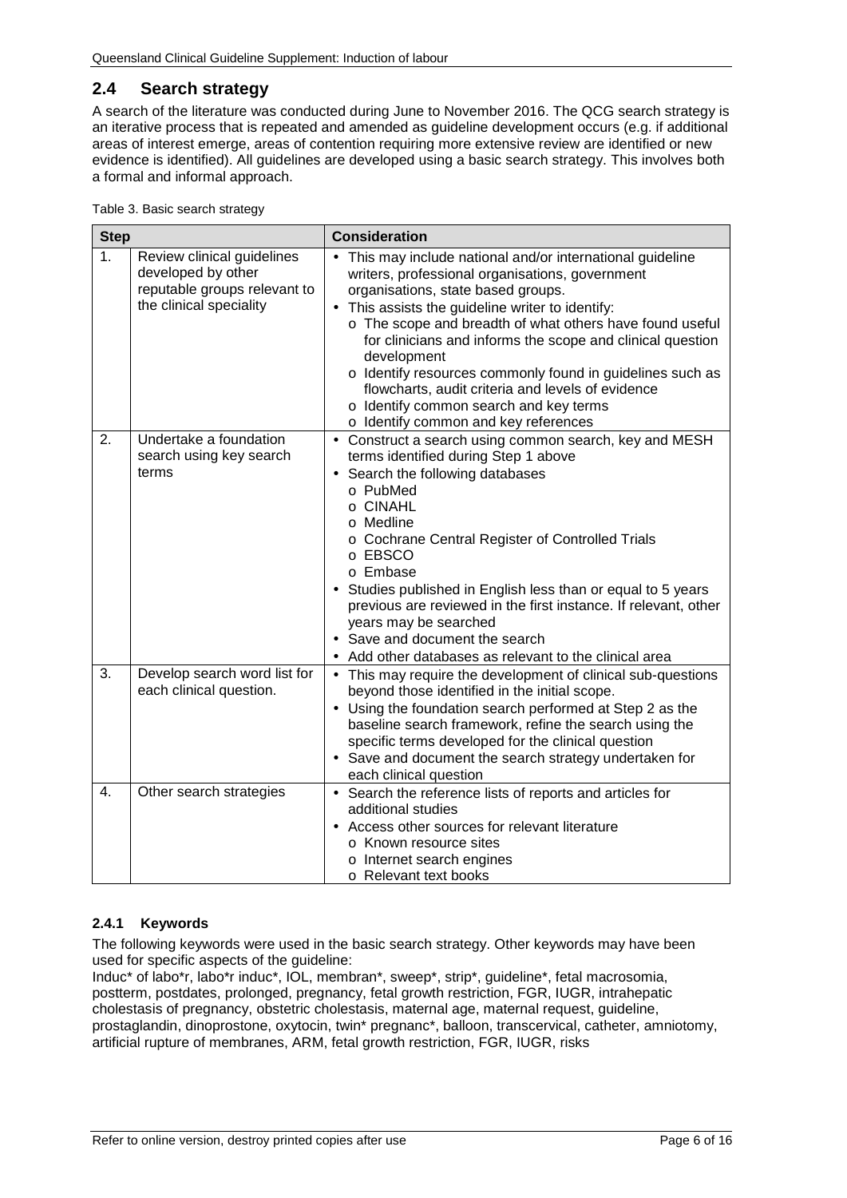## 2.4 Search strategy

A search of the literature was conducted during June to November 2016. The QCG search strategy is an iterative process that is repeated and amended as guideline development occurs (e.g. if additional areas of interest emerge, areas of contention requiring more extensive review are identified or new evidence is identified). All guidelines are developed using a basic search strategy. This involves both a formal and informal approach.

Table 3. Basic search strategy

| Step | | Consideration |
|---|---|---|
| 1. | Review clinical guidelines developed by other reputable groups relevant to the clinical speciality | • This may include national and/or international guideline writers, professional organisations, government organisations, state based groups.<br>• This assists the guideline writer to identify:<br>o The scope and breadth of what others have found useful for clinicians and informs the scope and clinical question development<br>o Identify resources commonly found in guidelines such as flowcharts, audit criteria and levels of evidence<br>o Identify common search and key terms<br>o Identify common and key references |
| 2. | Undertake a foundation search using key search terms | • Construct a search using common search, key and MESH terms identified during Step 1 above<br>• Search the following databases<br>o PubMed<br>o CINAHL<br>o Medline<br>o Cochrane Central Register of Controlled Trials<br>o EBSCO<br>o Embase<br>• Studies published in English less than or equal to 5 years previous are reviewed in the first instance. If relevant, other years may be searched<br>• Save and document the search<br>• Add other databases as relevant to the clinical area |
| 3. | Develop search word list for each clinical question. | • This may require the development of clinical sub-questions beyond those identified in the initial scope.<br>• Using the foundation search performed at Step 2 as the baseline search framework, refine the search using the specific terms developed for the clinical question<br>• Save and document the search strategy undertaken for each clinical question |
| 4. | Other search strategies | • Search the reference lists of reports and articles for additional studies<br>• Access other sources for relevant literature<br>o Known resource sites<br>o Internet search engines<br>o Relevant text books |

### 2.4.1 Keywords

The following keywords were used in the basic search strategy. Other keywords may have been used for specific aspects of the guideline:

Induc* of labo*r, labo*r induc*, IOL, membran*, sweep*, strip*, guideline*, fetal macrosomia, postterm, postdates, prolonged, pregnancy, fetal growth restriction, FGR, IUGR, intrahepatic cholestasis of pregnancy, obstetric cholestasis, maternal age, maternal request, guideline, prostaglandin, dinoprostone, oxytocin, twin* pregnanc*, balloon, transcervical, catheter, amniotomy, artificial rupture of membranes, ARM, fetal growth restriction, FGR, IUGR, risks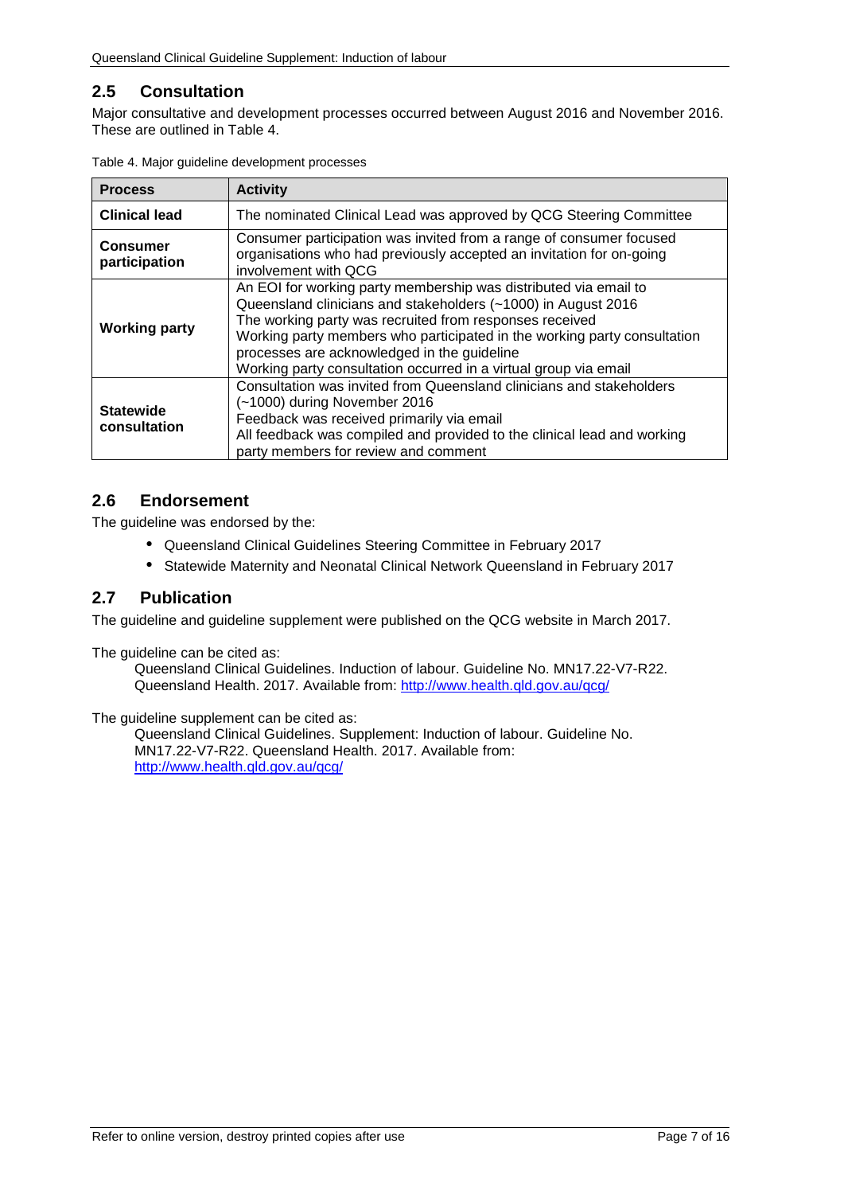## 2.5 Consultation

Major consultative and development processes occurred between August 2016 and November 2016. These are outlined in Table 4.

Table 4. Major guideline development processes

| Process | Activity |
|---|---|
| **Clinical lead** | The nominated Clinical Lead was approved by QCG Steering Committee |
| **Consumer participation** | Consumer participation was invited from a range of consumer focused organisations who had previously accepted an invitation for on-going involvement with QCG |
| **Working party** | An EOI for working party membership was distributed via email to Queensland clinicians and stakeholders (~1000) in August 2016<br>The working party was recruited from responses received<br>Working party members who participated in the working party consultation processes are acknowledged in the guideline<br>Working party consultation occurred in a virtual group via email |
| **Statewide consultation** | Consultation was invited from Queensland clinicians and stakeholders (~1000) during November 2016<br>Feedback was received primarily via email<br>All feedback was compiled and provided to the clinical lead and working party members for review and comment |

## 2.6 Endorsement

The guideline was endorsed by the:

- Queensland Clinical Guidelines Steering Committee in February 2017
- Statewide Maternity and Neonatal Clinical Network Queensland in February 2017

## 2.7 Publication

The guideline and guideline supplement were published on the QCG website in March 2017.

The guideline can be cited as:

> Queensland Clinical Guidelines. Induction of labour. Guideline No. MN17.22-V7-R22. Queensland Health. 2017. Available from: http://www.health.qld.gov.au/qcg/

The guideline supplement can be cited as:

> Queensland Clinical Guidelines. Supplement: Induction of labour. Guideline No. MN17.22-V7-R22. Queensland Health. 2017. Available from: http://www.health.qld.gov.au/qcg/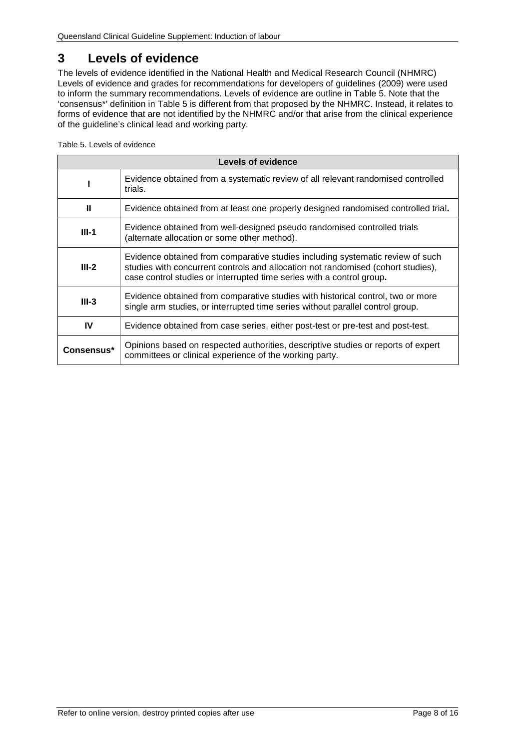# 3 Levels of evidence

The levels of evidence identified in the National Health and Medical Research Council (NHMRC) Levels of evidence and grades for recommendations for developers of guidelines (2009) were used to inform the summary recommendations. Levels of evidence are outline in Table 5. Note that the 'consensus*' definition in Table 5 is different from that proposed by the NHMRC. Instead, it relates to forms of evidence that are not identified by the NHMRC and/or that arise from the clinical experience of the guideline's clinical lead and working party.

Table 5. Levels of evidence

| Levels of evidence | |
|---|---|
| **I** | Evidence obtained from a systematic review of all relevant randomised controlled trials. |
| **II** | Evidence obtained from at least one properly designed randomised controlled trial**.** |
| **III-1** | Evidence obtained from well-designed pseudo randomised controlled trials (alternate allocation or some other method). |
| **III-2** | Evidence obtained from comparative studies including systematic review of such studies with concurrent controls and allocation not randomised (cohort studies), case control studies or interrupted time series with a control group**.** |
| **III-3** | Evidence obtained from comparative studies with historical control, two or more single arm studies, or interrupted time series without parallel control group. |
| **IV** | Evidence obtained from case series, either post-test or pre-test and post-test. |
| **Consensus*** | Opinions based on respected authorities, descriptive studies or reports of expert committees or clinical experience of the working party. |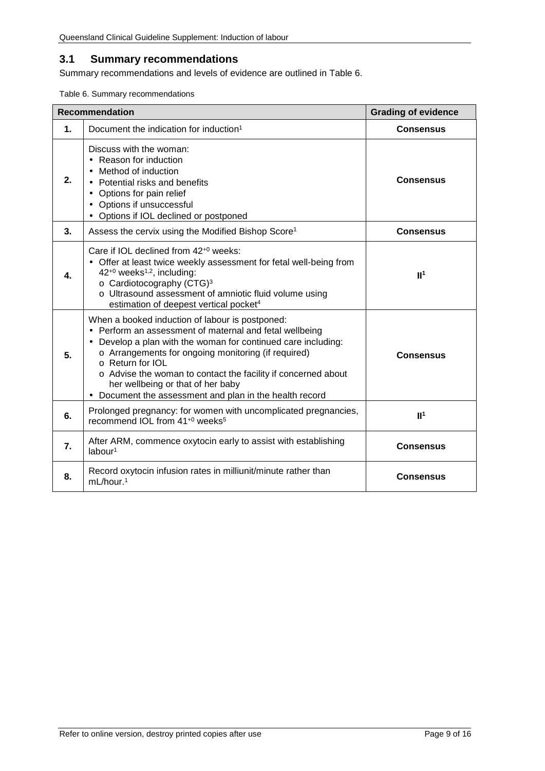## 3.1 Summary recommendations

Summary recommendations and levels of evidence are outlined in Table 6.

Table 6. Summary recommendations

| | Recommendation | Grading of evidence |
|---|---|---|
| **1.** | Document the indication for induction[1] | **Consensus** |
| **2.** | Discuss with the woman:<br>• Reason for induction<br>• Method of induction<br>• Potential risks and benefits<br>• Options for pain relief<br>• Options if unsuccessful<br>• Options if IOL declined or postponed | **Consensus** |
| **3.** | Assess the cervix using the Modified Bishop Score[1] | **Consensus** |
| **4.** | Care if IOL declined from $42^{+0}$ weeks:<br>• Offer at least twice weekly assessment for fetal well-being from $42^{+0}$ weeks[1,2], including:<br>o Cardiotocography (CTG)[3]<br>o Ultrasound assessment of amniotic fluid volume using estimation of deepest vertical pocket[4] | **II[1]** |
| **5.** | When a booked induction of labour is postponed:<br>• Perform an assessment of maternal and fetal wellbeing<br>• Develop a plan with the woman for continued care including:<br>o Arrangements for ongoing monitoring (if required)<br>o Return for IOL<br>o Advise the woman to contact the facility if concerned about her wellbeing or that of her baby<br>• Document the assessment and plan in the health record | **Consensus** |
| **6.** | Prolonged pregnancy: for women with uncomplicated pregnancies, recommend IOL from $41^{+0}$ weeks[5] | **II[1]** |
| **7.** | After ARM, commence oxytocin early to assist with establishing labour[1] | **Consensus** |
| **8.** | Record oxytocin infusion rates in milliunit/minute rather than mL/hour.[1] | **Consensus** |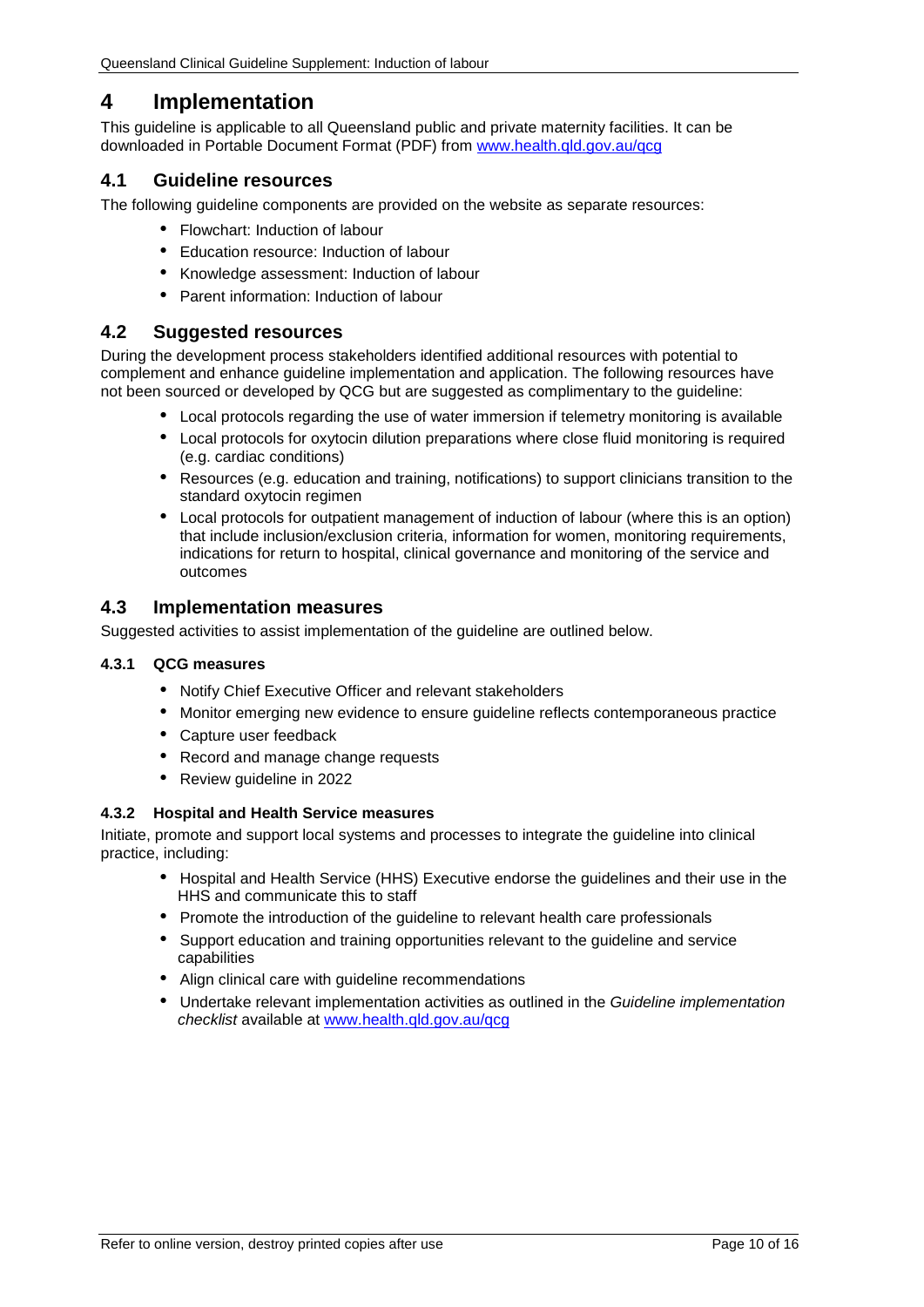# 4 Implementation

This guideline is applicable to all Queensland public and private maternity facilities. It can be downloaded in Portable Document Format (PDF) from [www.health.qld.gov.au/qcg](www.health.qld.gov.au/qcg)

## 4.1 Guideline resources

The following guideline components are provided on the website as separate resources:

- Flowchart: Induction of labour
- Education resource: Induction of labour
- Knowledge assessment: Induction of labour
- Parent information: Induction of labour

## 4.2 Suggested resources

During the development process stakeholders identified additional resources with potential to complement and enhance guideline implementation and application. The following resources have not been sourced or developed by QCG but are suggested as complimentary to the guideline:

- Local protocols regarding the use of water immersion if telemetry monitoring is available
- Local protocols for oxytocin dilution preparations where close fluid monitoring is required (e.g. cardiac conditions)
- Resources (e.g. education and training, notifications) to support clinicians transition to the standard oxytocin regimen
- Local protocols for outpatient management of induction of labour (where this is an option) that include inclusion/exclusion criteria, information for women, monitoring requirements, indications for return to hospital, clinical governance and monitoring of the service and outcomes

## 4.3 Implementation measures

Suggested activities to assist implementation of the guideline are outlined below.

### 4.3.1 QCG measures

- Notify Chief Executive Officer and relevant stakeholders
- Monitor emerging new evidence to ensure guideline reflects contemporaneous practice
- Capture user feedback
- Record and manage change requests
- Review guideline in 2022

### 4.3.2 Hospital and Health Service measures

Initiate, promote and support local systems and processes to integrate the guideline into clinical practice, including:

- Hospital and Health Service (HHS) Executive endorse the guidelines and their use in the HHS and communicate this to staff
- Promote the introduction of the guideline to relevant health care professionals
- Support education and training opportunities relevant to the guideline and service capabilities
- Align clinical care with guideline recommendations
- Undertake relevant implementation activities as outlined in the *Guideline implementation checklist* available at [www.health.qld.gov.au/qcg](www.health.qld.gov.au/qcg)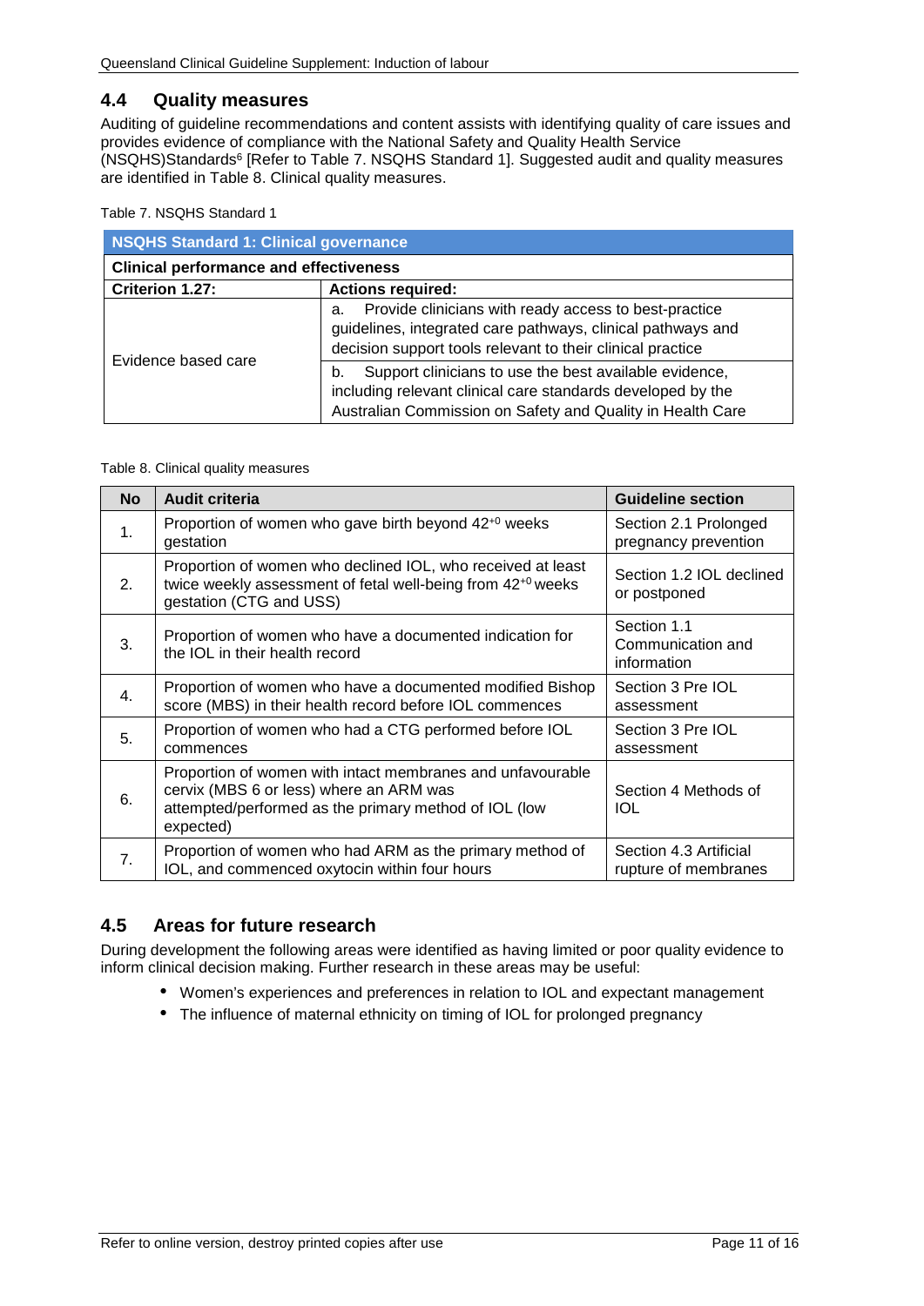## 4.4 Quality measures

Auditing of guideline recommendations and content assists with identifying quality of care issues and provides evidence of compliance with the National Safety and Quality Health Service (NSQHS)Standards[6] [Refer to Table 7. NSQHS Standard 1]. Suggested audit and quality measures are identified in Table 8. Clinical quality measures.

Table 7. NSQHS Standard 1

| **NSQHS Standard 1: Clinical governance** | |
|---|---|
| **Clinical performance and effectiveness** | |
| **Criterion 1.27:** | **Actions required:** |
| Evidence based care | a. Provide clinicians with ready access to best-practice guidelines, integrated care pathways, clinical pathways and decision support tools relevant to their clinical practice |
| | b. Support clinicians to use the best available evidence, including relevant clinical care standards developed by the Australian Commission on Safety and Quality in Health Care |

Table 8. Clinical quality measures

| No | Audit criteria | Guideline section |
|---|---|---|
| 1. | Proportion of women who gave birth beyond $42^{+0}$ weeks gestation | Section 2.1 Prolonged pregnancy prevention |
| 2. | Proportion of women who declined IOL, who received at least twice weekly assessment of fetal well-being from $42^{+0}$ weeks gestation (CTG and USS) | Section 1.2 IOL declined or postponed |
| 3. | Proportion of women who have a documented indication for the IOL in their health record | Section 1.1 Communication and information |
| 4. | Proportion of women who have a documented modified Bishop score (MBS) in their health record before IOL commences | Section 3 Pre IOL assessment |
| 5. | Proportion of women who had a CTG performed before IOL commences | Section 3 Pre IOL assessment |
| 6. | Proportion of women with intact membranes and unfavourable cervix (MBS 6 or less) where an ARM was attempted/performed as the primary method of IOL (low expected) | Section 4 Methods of IOL |
| 7. | Proportion of women who had ARM as the primary method of IOL, and commenced oxytocin within four hours | Section 4.3 Artificial rupture of membranes |

## 4.5 Areas for future research

During development the following areas were identified as having limited or poor quality evidence to inform clinical decision making. Further research in these areas may be useful:

- Women's experiences and preferences in relation to IOL and expectant management
- The influence of maternal ethnicity on timing of IOL for prolonged pregnancy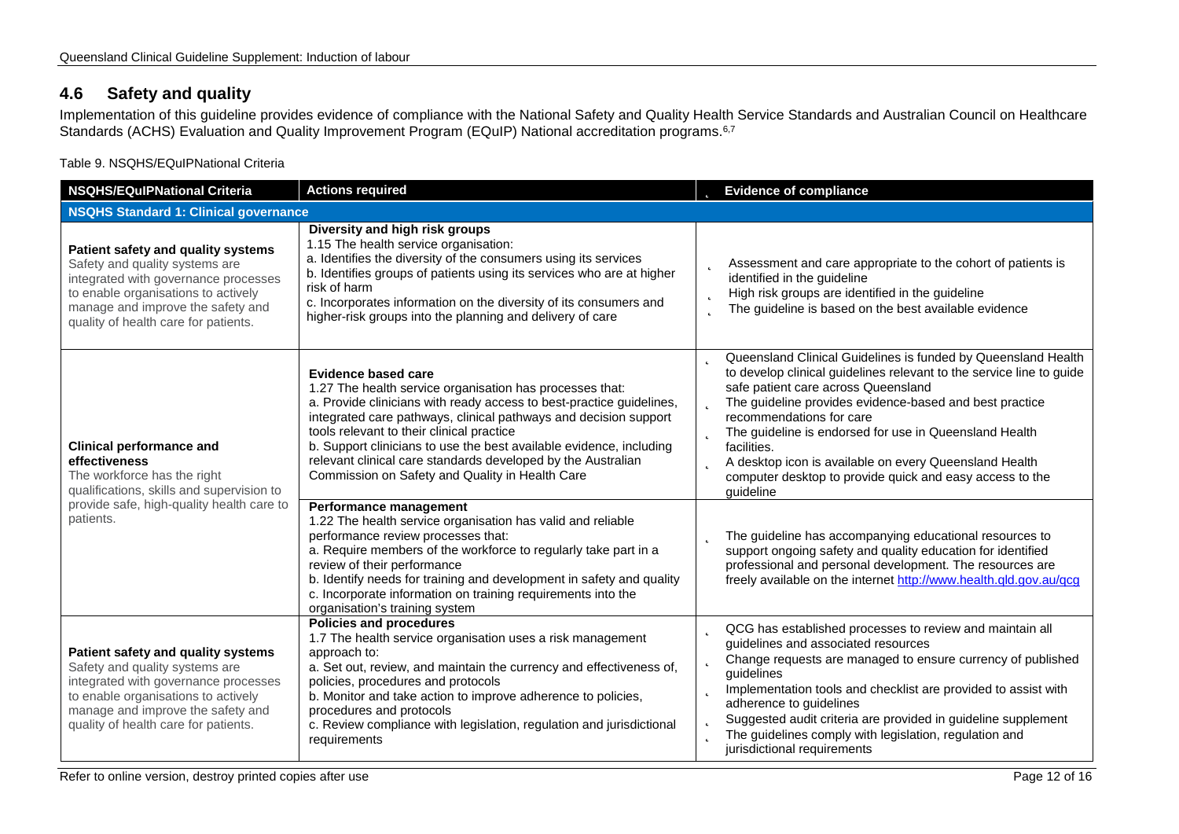## 4.6 Safety and quality

Implementation of this guideline provides evidence of compliance with the National Safety and Quality Health Service Standards and Australian Council on Healthcare Standards (ACHS) Evaluation and Quality Improvement Program (EQuIP) National accreditation programs.[6,7]

Table 9. NSQHS/EQuIPNational Criteria

| NSQHS/EQuIPNational Criteria | Actions required | Evidence of compliance |
|---|---|---|
| **NSQHS Standard 1: Clinical governance** | | |
| **Patient safety and quality systems** Safety and quality systems are integrated with governance processes to enable organisations to actively manage and improve the safety and quality of health care for patients. | **Diversity and high risk groups** 1.15 The health service organisation: a. Identifies the diversity of the consumers using its services b. Identifies groups of patients using its services who are at higher risk of harm c. Incorporates information on the diversity of its consumers and higher-risk groups into the planning and delivery of care | Assessment and care appropriate to the cohort of patients is identified in the guideline<br>High risk groups are identified in the guideline<br>The guideline is based on the best available evidence |
| **Clinical performance and effectiveness** The workforce has the right qualifications, skills and supervision to provide safe, high-quality health care to patients. | **Evidence based care** 1.27 The health service organisation has processes that: a. Provide clinicians with ready access to best-practice guidelines, integrated care pathways, clinical pathways and decision support tools relevant to their clinical practice b. Support clinicians to use the best available evidence, including relevant clinical care standards developed by the Australian Commission on Safety and Quality in Health Care | Queensland Clinical Guidelines is funded by Queensland Health to develop clinical guidelines relevant to the service line to guide safe patient care across Queensland<br>The guideline provides evidence-based and best practice recommendations for care<br>The guideline is endorsed for use in Queensland Health facilities.<br>A desktop icon is available on every Queensland Health computer desktop to provide quick and easy access to the guideline |
| | **Performance management** 1.22 The health service organisation has valid and reliable performance review processes that: a. Require members of the workforce to regularly take part in a review of their performance b. Identify needs for training and development in safety and quality c. Incorporate information on training requirements into the organisation's training system | The guideline has accompanying educational resources to support ongoing safety and quality education for identified professional and personal development. The resources are freely available on the internet http://www.health.qld.gov.au/qcg |
| **Patient safety and quality systems** Safety and quality systems are integrated with governance processes to enable organisations to actively manage and improve the safety and quality of health care for patients. | **Policies and procedures** 1.7 The health service organisation uses a risk management approach to: a. Set out, review, and maintain the currency and effectiveness of, policies, procedures and protocols b. Monitor and take action to improve adherence to policies, procedures and protocols c. Review compliance with legislation, regulation and jurisdictional requirements | QCG has established processes to review and maintain all guidelines and associated resources<br>Change requests are managed to ensure currency of published guidelines<br>Implementation tools and checklist are provided to assist with adherence to guidelines<br>Suggested audit criteria are provided in guideline supplement<br>The guidelines comply with legislation, regulation and jurisdictional requirements |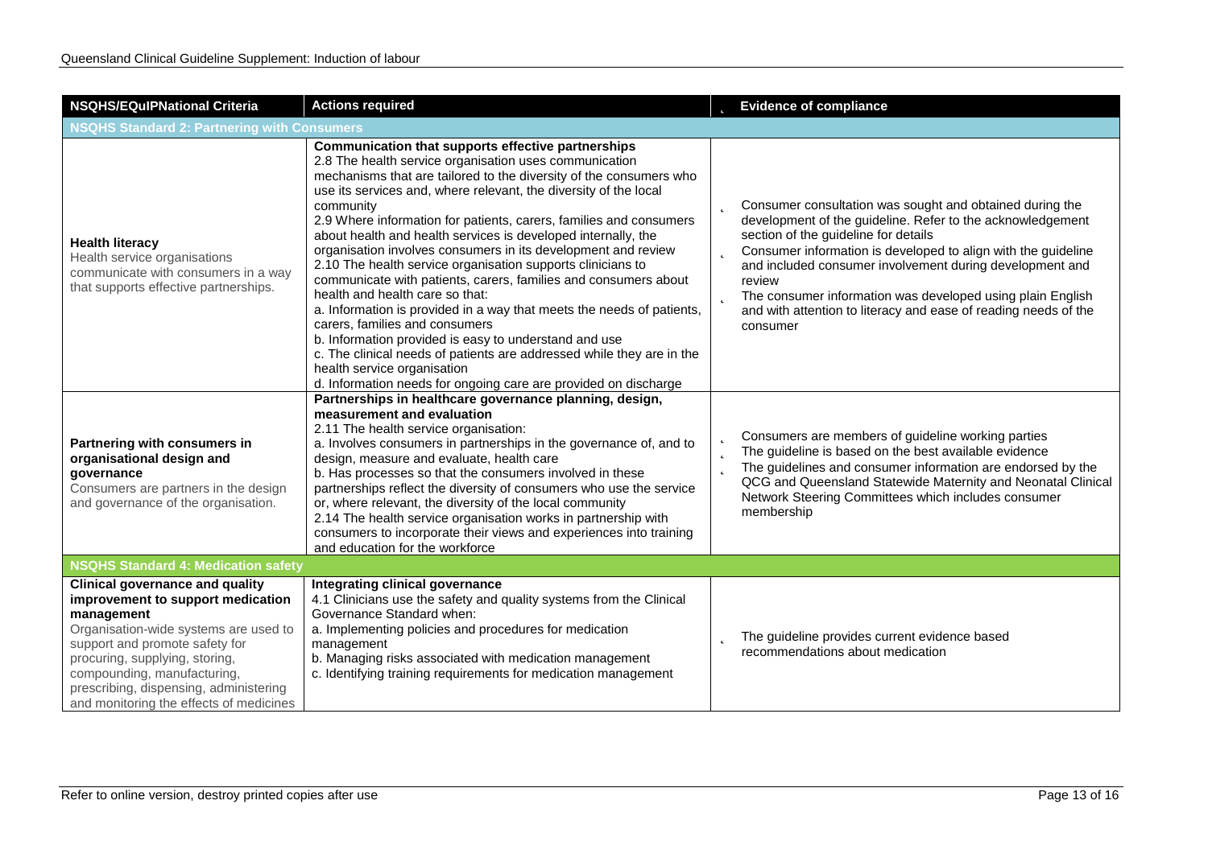| NSQHS/EQuIPNational Criteria | Actions required | Evidence of compliance |
|---|---|---|
| **NSQHS Standard 2: Partnering with Consumers** | | |
| **Health literacy**<br>Health service organisations communicate with consumers in a way that supports effective partnerships. | **Communication that supports effective partnerships**<br>2.8 The health service organisation uses communication mechanisms that are tailored to the diversity of the consumers who use its services and, where relevant, the diversity of the local community<br>2.9 Where information for patients, carers, families and consumers about health and health services is developed internally, the organisation involves consumers in its development and review<br>2.10 The health service organisation supports clinicians to communicate with patients, carers, families and consumers about health and health care so that:<br>a. Information is provided in a way that meets the needs of patients, carers, families and consumers<br>b. Information provided is easy to understand and use<br>c. The clinical needs of patients are addressed while they are in the health service organisation<br>d. Information needs for ongoing care are provided on discharge | - Consumer consultation was sought and obtained during the development of the guideline. Refer to the acknowledgement section of the guideline for details<br>- Consumer information is developed to align with the guideline and included consumer involvement during development and review<br>- The consumer information was developed using plain English and with attention to literacy and ease of reading needs of the consumer |
| **Partnering with consumers in organisational design and governance**<br>Consumers are partners in the design and governance of the organisation. | **Partnerships in healthcare governance planning, design, measurement and evaluation**<br>2.11 The health service organisation:<br>a. Involves consumers in partnerships in the governance of, and to design, measure and evaluate, health care<br>b. Has processes so that the consumers involved in these partnerships reflect the diversity of consumers who use the service or, where relevant, the diversity of the local community<br>2.14 The health service organisation works in partnership with consumers to incorporate their views and experiences into training and education for the workforce | - Consumers are members of guideline working parties<br>- The guideline is based on the best available evidence<br>- The guidelines and consumer information are endorsed by the QCG and Queensland Statewide Maternity and Neonatal Clinical Network Steering Committees which includes consumer membership |
| **NSQHS Standard 4: Medication safety** | | |
| **Clinical governance and quality improvement to support medication management**<br>Organisation-wide systems are used to support and promote safety for procuring, supplying, storing, compounding, manufacturing, prescribing, dispensing, administering and monitoring the effects of medicines | **Integrating clinical governance**<br>4.1 Clinicians use the safety and quality systems from the Clinical Governance Standard when:<br>a. Implementing policies and procedures for medication management<br>b. Managing risks associated with medication management<br>c. Identifying training requirements for medication management | - The guideline provides current evidence based recommendations about medication |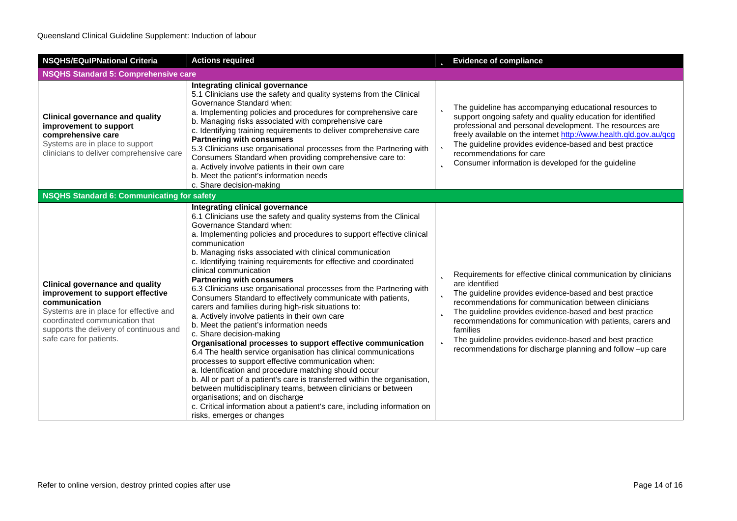| NSQHS/EQuIPNational Criteria | Actions required | Evidence of compliance |
|---|---|---|
| **NSQHS Standard 5: Comprehensive care** | | |
| **Clinical governance and quality improvement to support comprehensive care**<br>Systems are in place to support clinicians to deliver comprehensive care | **Integrating clinical governance**<br>5.1 Clinicians use the safety and quality systems from the Clinical Governance Standard when:<br>a. Implementing policies and procedures for comprehensive care<br>b. Managing risks associated with comprehensive care<br>c. Identifying training requirements to deliver comprehensive care<br>**Partnering with consumers**<br>5.3 Clinicians use organisational processes from the Partnering with Consumers Standard when providing comprehensive care to:<br>a. Actively involve patients in their own care<br>b. Meet the patient's information needs<br>c. Share decision-making | - The guideline has accompanying educational resources to support ongoing safety and quality education for identified professional and personal development. The resources are freely available on the internet http://www.health.qld.gov.au/qcg<br>- The guideline provides evidence-based and best practice recommendations for care<br>- Consumer information is developed for the guideline |
| **NSQHS Standard 6: Communicating for safety** | | |
| **Clinical governance and quality improvement to support effective communication**<br>Systems are in place for effective and coordinated communication that supports the delivery of continuous and safe care for patients. | **Integrating clinical governance**<br>6.1 Clinicians use the safety and quality systems from the Clinical Governance Standard when:<br>a. Implementing policies and procedures to support effective clinical communication<br>b. Managing risks associated with clinical communication<br>c. Identifying training requirements for effective and coordinated clinical communication<br>**Partnering with consumers**<br>6.3 Clinicians use organisational processes from the Partnering with Consumers Standard to effectively communicate with patients, carers and families during high-risk situations to:<br>a. Actively involve patients in their own care<br>b. Meet the patient's information needs<br>c. Share decision-making<br>**Organisational processes to support effective communication**<br>6.4 The health service organisation has clinical communications processes to support effective communication when:<br>a. Identification and procedure matching should occur<br>b. All or part of a patient's care is transferred within the organisation, between multidisciplinary teams, between clinicians or between organisations; and on discharge<br>c. Critical information about a patient's care, including information on risks, emerges or changes | - Requirements for effective clinical communication by clinicians are identified<br>- The guideline provides evidence-based and best practice recommendations for communication between clinicians<br>- The guideline provides evidence-based and best practice recommendations for communication with patients, carers and families<br>- The guideline provides evidence-based and best practice recommendations for discharge planning and follow –up care |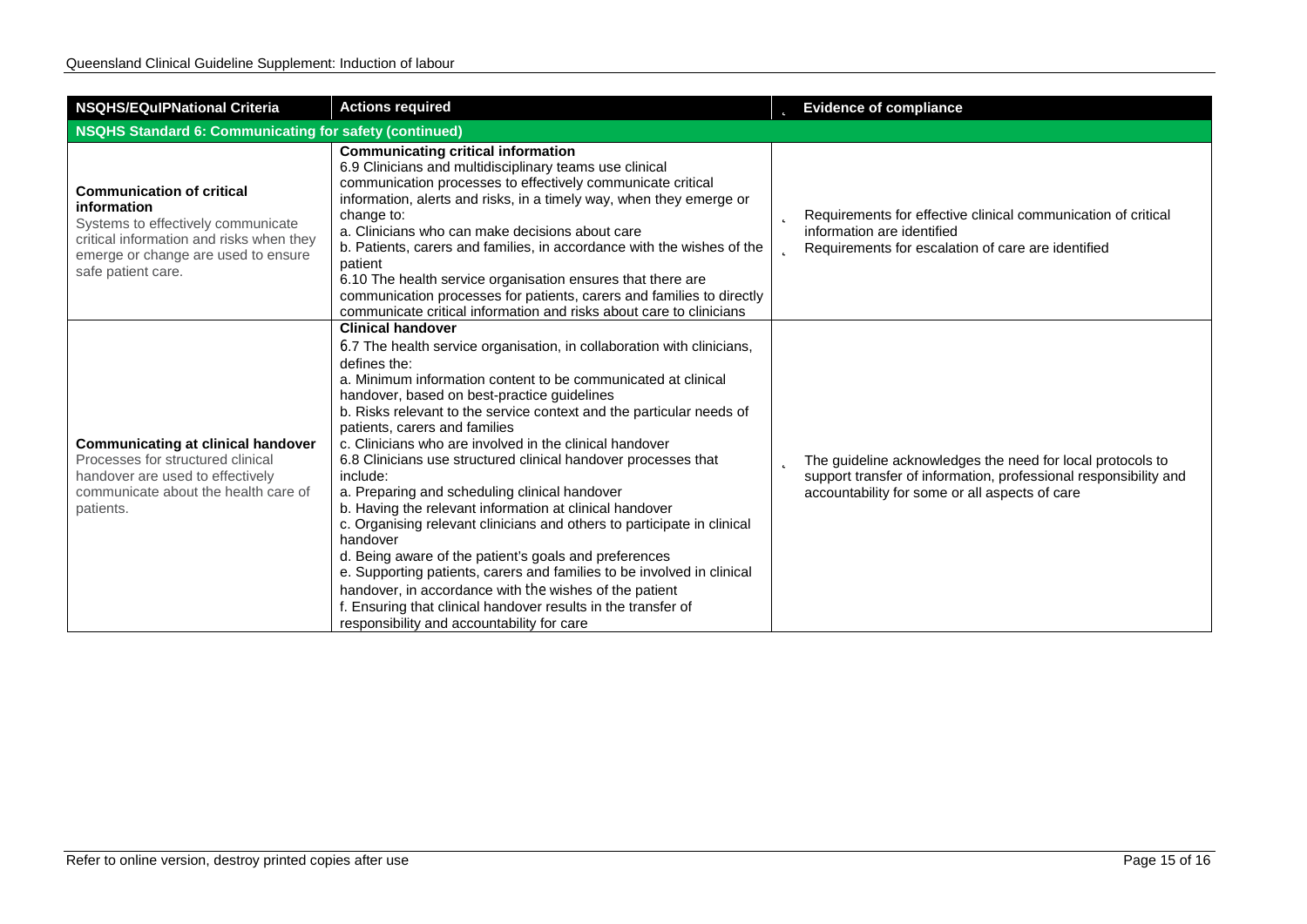| NSQHS/EQuIPNational Criteria | Actions required | Evidence of compliance |
|---|---|---|
| **NSQHS Standard 6: Communicating for safety (continued)** | | |
| **Communication of critical information**<br>Systems to effectively communicate critical information and risks when they emerge or change are used to ensure safe patient care. | **Communicating critical information**<br>6.9 Clinicians and multidisciplinary teams use clinical communication processes to effectively communicate critical information, alerts and risks, in a timely way, when they emerge or change to:<br>a. Clinicians who can make decisions about care<br>b. Patients, carers and families, in accordance with the wishes of the patient<br>6.10 The health service organisation ensures that there are communication processes for patients, carers and families to directly communicate critical information and risks about care to clinicians | • Requirements for effective clinical communication of critical information are identified<br>• Requirements for escalation of care are identified |
| **Communicating at clinical handover**<br>Processes for structured clinical handover are used to effectively communicate about the health care of patients. | **Clinical handover**<br>6.7 The health service organisation, in collaboration with clinicians, defines the:<br>a. Minimum information content to be communicated at clinical handover, based on best-practice guidelines<br>b. Risks relevant to the service context and the particular needs of patients, carers and families<br>c. Clinicians who are involved in the clinical handover<br>6.8 Clinicians use structured clinical handover processes that include:<br>a. Preparing and scheduling clinical handover<br>b. Having the relevant information at clinical handover<br>c. Organising relevant clinicians and others to participate in clinical handover<br>d. Being aware of the patient's goals and preferences<br>e. Supporting patients, carers and families to be involved in clinical handover, in accordance with the wishes of the patient<br>f. Ensuring that clinical handover results in the transfer of responsibility and accountability for care | • The guideline acknowledges the need for local protocols to support transfer of information, professional responsibility and accountability for some or all aspects of care |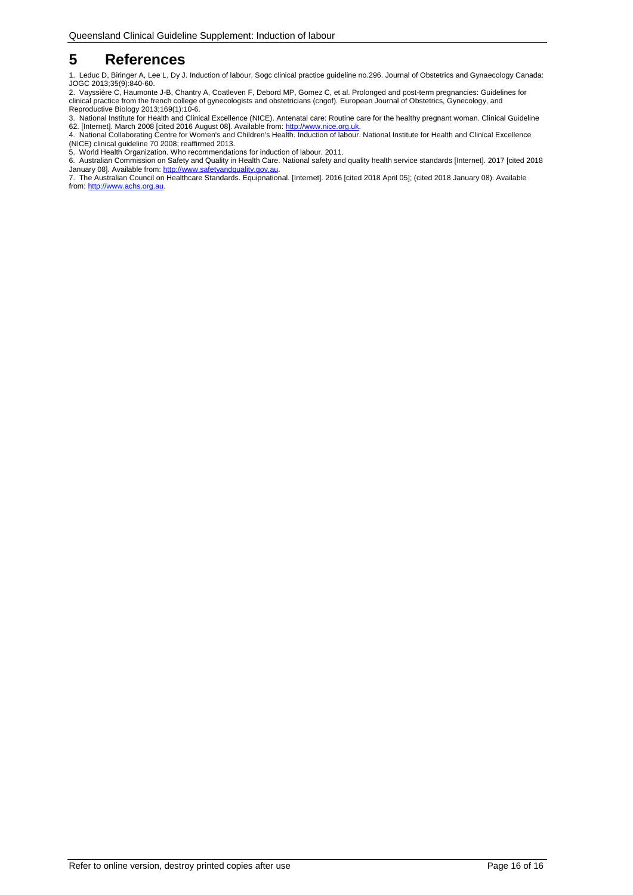# 5 References

1. Leduc D, Biringer A, Lee L, Dy J. Induction of labour. Sogc clinical practice guideline no.296. Journal of Obstetrics and Gynaecology Canada: JOGC 2013;35(9):840-60.
2. Vayssière C, Haumonte J-B, Chantry A, Coatleven F, Debord MP, Gomez C, et al. Prolonged and post-term pregnancies: Guidelines for clinical practice from the french college of gynecologists and obstetricians (cngof). European Journal of Obstetrics, Gynecology, and Reproductive Biology 2013;169(1):10-6.
3. National Institute for Health and Clinical Excellence (NICE). Antenatal care: Routine care for the healthy pregnant woman. Clinical Guideline 62. [Internet]. March 2008 [cited 2016 August 08]. Available from: http://www.nice.org.uk.
4. National Collaborating Centre for Women's and Children's Health. Induction of labour. National Institute for Health and Clinical Excellence (NICE) clinical guideline 70 2008; reaffirmed 2013.
5. World Health Organization. Who recommendations for induction of labour. 2011.
6. Australian Commission on Safety and Quality in Health Care. National safety and quality health service standards [Internet]. 2017 [cited 2018 January 08]. Available from: http://www.safetyandquality.gov.au.
7. The Australian Council on Healthcare Standards. Equipnational. [Internet]. 2016 [cited 2018 April 05]; (cited 2018 January 08). Available from: http://www.achs.org.au.